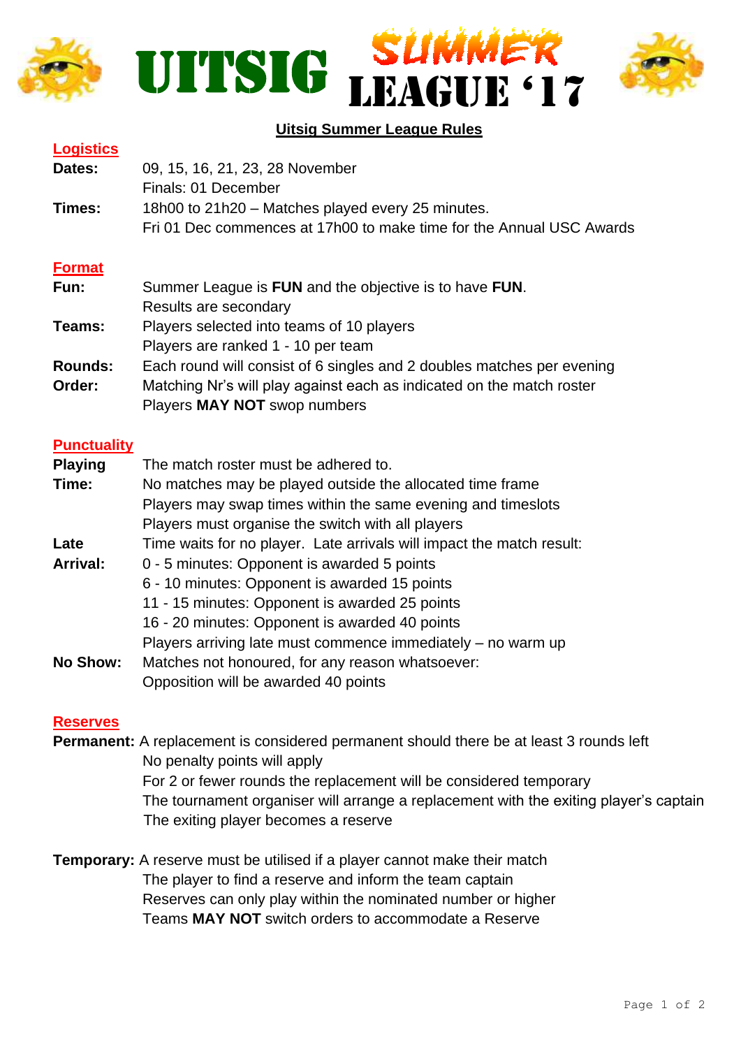# UITSIG SUMMER LEAGUE '17

## Uitsig Summer League Rules

### Logistics

**Dates:** 09, 15, 16, 21, 23, 28 November
Finals: 01 December

**Times:** 18h00 to 21h20 – Matches played every 25 minutes.
Fri 01 Dec commences at 17h00 to make time for the Annual USC Awards

### Format

**Fun:** Summer League is **FUN** and the objective is to have **FUN**.
Results are secondary

**Teams:** Players selected into teams of 10 players
Players are ranked 1 - 10 per team

**Rounds:** Each round will consist of 6 singles and 2 doubles matches per evening

**Order:** Matching Nr's will play against each as indicated on the match roster
Players **MAY NOT** swop numbers

### Punctuality

**Playing Time:** The match roster must be adhered to.
No matches may be played outside the allocated time frame
Players may swap times within the same evening and timeslots
Players must organise the switch with all players

**Late Arrival:** Time waits for no player. Late arrivals will impact the match result:
0 - 5 minutes: Opponent is awarded 5 points
6 - 10 minutes: Opponent is awarded 15 points
11 - 15 minutes: Opponent is awarded 25 points
16 - 20 minutes: Opponent is awarded 40 points
Players arriving late must commence immediately – no warm up

**No Show:** Matches not honoured, for any reason whatsoever:
Opposition will be awarded 40 points

### Reserves

**Permanent:** A replacement is considered permanent should there be at least 3 rounds left
No penalty points will apply
For 2 or fewer rounds the replacement will be considered temporary
The tournament organiser will arrange a replacement with the exiting player's captain
The exiting player becomes a reserve

**Temporary:** A reserve must be utilised if a player cannot make their match
The player to find a reserve and inform the team captain
Reserves can only play within the nominated number or higher
Teams **MAY NOT** switch orders to accommodate a Reserve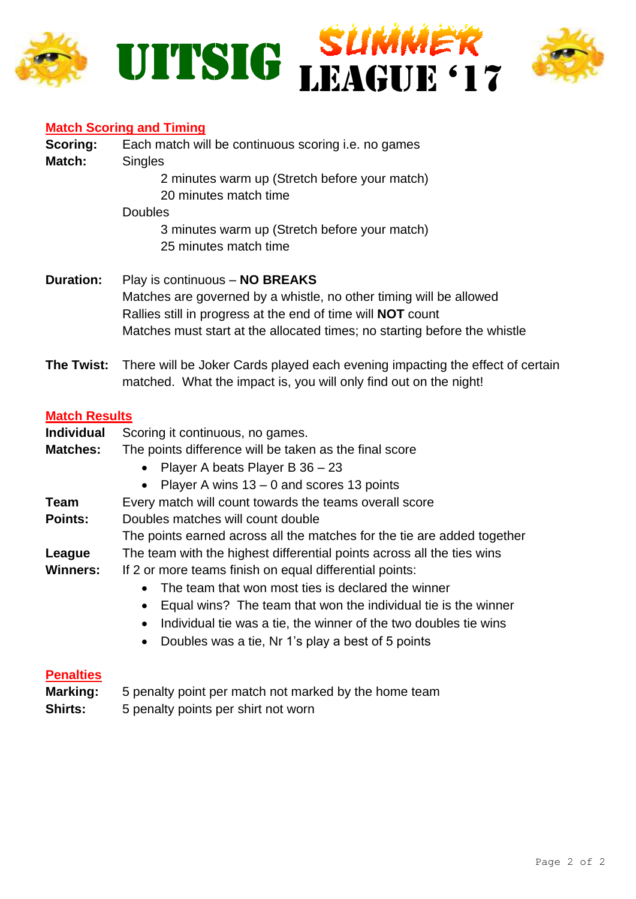# UITSIG SUMMER LEAGUE '17

## Match Scoring and Timing

**Scoring:** Each match will be continuous scoring i.e. no games

**Match:** Singles

- 2 minutes warm up (Stretch before your match)
- 20 minutes match time

Doubles

- 3 minutes warm up (Stretch before your match)
- 25 minutes match time

**Duration:** Play is continuous – **NO BREAKS**

Matches are governed by a whistle, no other timing will be allowed

Rallies still in progress at the end of time will **NOT** count

Matches must start at the allocated times; no starting before the whistle

**The Twist:** There will be Joker Cards played each evening impacting the effect of certain matched. What the impact is, you will only find out on the night!

## Match Results

**Individual Matches:** Scoring it continuous, no games.

The points difference will be taken as the final score

- Player A beats Player B 36 – 23
- Player A wins 13 – 0 and scores 13 points

**Team Points:** Every match will count towards the teams overall score

Doubles matches will count double

The points earned across all the matches for the tie are added together

**League Winners:** The team with the highest differential points across all the ties wins

If 2 or more teams finish on equal differential points:

- The team that won most ties is declared the winner
- Equal wins? The team that won the individual tie is the winner
- Individual tie was a tie, the winner of the two doubles tie wins
- Doubles was a tie, Nr 1's play a best of 5 points

## Penalties

**Marking:** 5 penalty point per match not marked by the home team

**Shirts:** 5 penalty points per shirt not worn